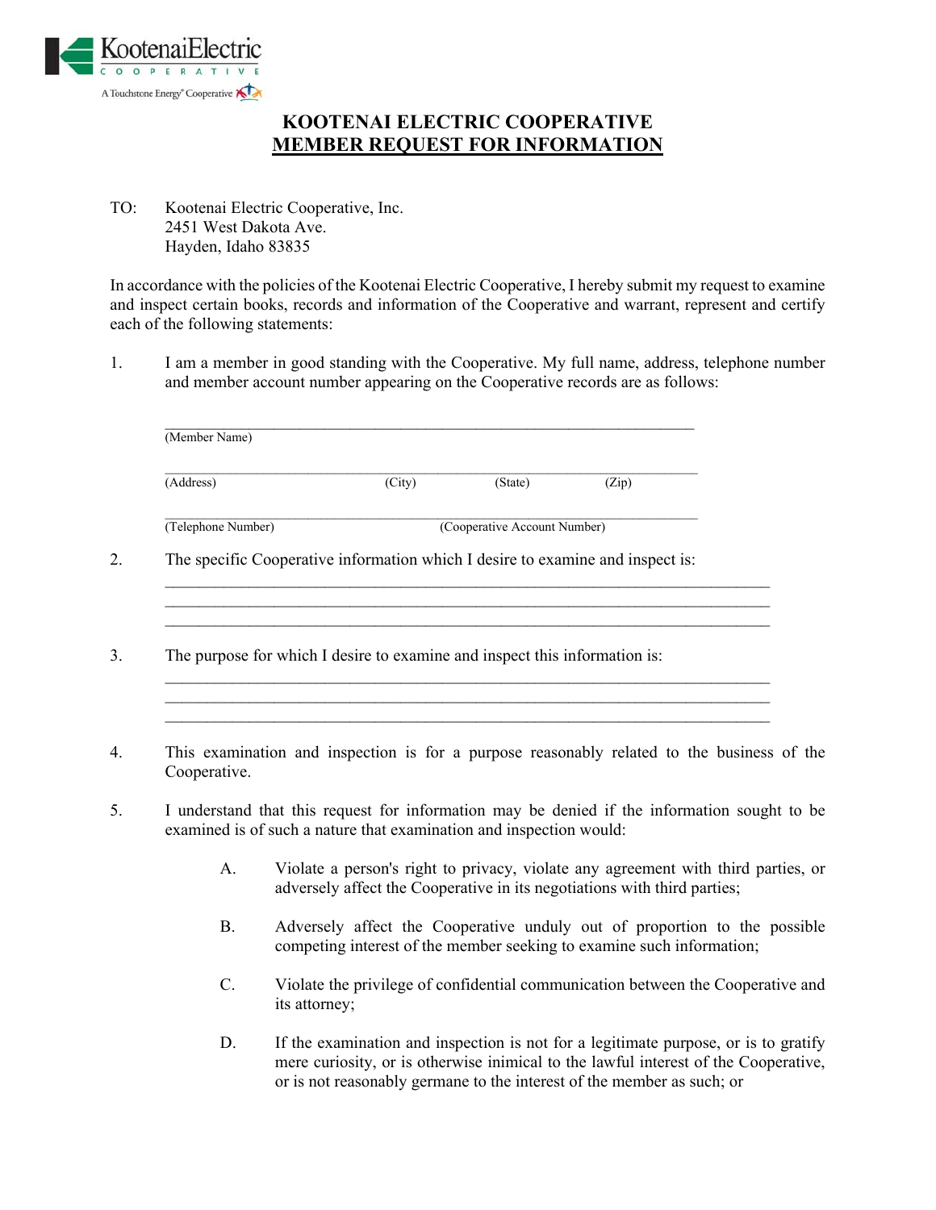KootenaiElectric
COOPERATIVE
A Touchstone Energy® Cooperative

# KOOTENAI ELECTRIC COOPERATIVE
## MEMBER REQUEST FOR INFORMATION

TO: Kootenai Electric Cooperative, Inc.
2451 West Dakota Ave.
Hayden, Idaho 83835

In accordance with the policies of the Kootenai Electric Cooperative, I hereby submit my request to examine and inspect certain books, records and information of the Cooperative and warrant, represent and certify each of the following statements:

1. I am a member in good standing with the Cooperative. My full name, address, telephone number and member account number appearing on the Cooperative records are as follows:

   ______________________________________________________________
   (Member Name)

   ______________________________________________________________
   (Address) (City) (State) (Zip)

   ______________________________________________________________
   (Telephone Number) (Cooperative Account Number)

2. The specific Cooperative information which I desire to examine and inspect is:
   ______________________________________________________________
   ______________________________________________________________
   ______________________________________________________________

3. The purpose for which I desire to examine and inspect this information is:
   ______________________________________________________________
   ______________________________________________________________
   ______________________________________________________________

4. This examination and inspection is for a purpose reasonably related to the business of the Cooperative.

5. I understand that this request for information may be denied if the information sought to be examined is of such a nature that examination and inspection would:

   A. Violate a person's right to privacy, violate any agreement with third parties, or adversely affect the Cooperative in its negotiations with third parties;

   B. Adversely affect the Cooperative unduly out of proportion to the possible competing interest of the member seeking to examine such information;

   C. Violate the privilege of confidential communication between the Cooperative and its attorney;

   D. If the examination and inspection is not for a legitimate purpose, or is to gratify mere curiosity, or is otherwise inimical to the lawful interest of the Cooperative, or is not reasonably germane to the interest of the member as such; or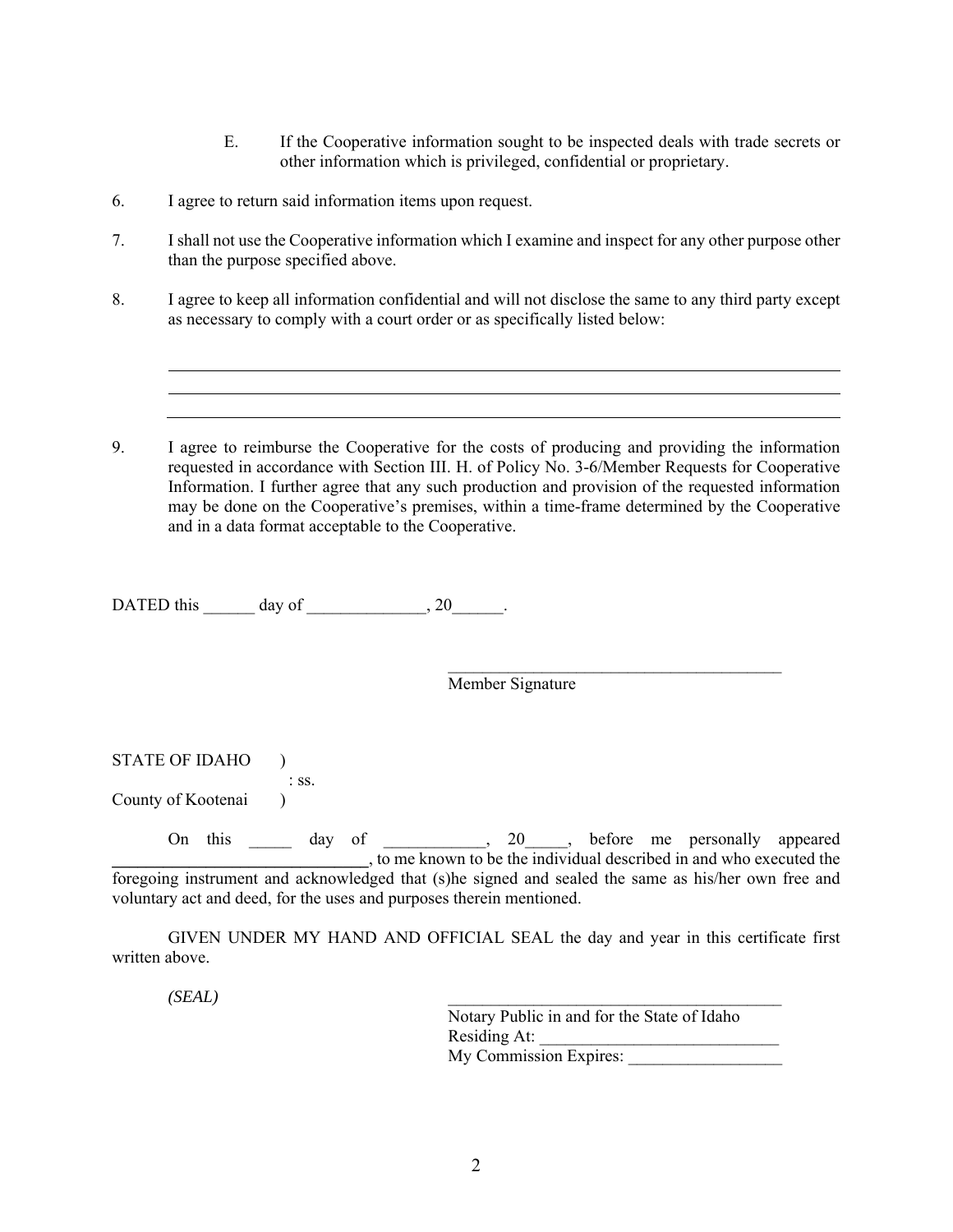E. If the Cooperative information sought to be inspected deals with trade secrets or other information which is privileged, confidential or proprietary.

6. I agree to return said information items upon request.

7. I shall not use the Cooperative information which I examine and inspect for any other purpose other than the purpose specified above.

8. I agree to keep all information confidential and will not disclose the same to any third party except as necessary to comply with a court order or as specifically listed below:

______________________________________________________________________

______________________________________________________________________

______________________________________________________________________

9. I agree to reimburse the Cooperative for the costs of producing and providing the information requested in accordance with Section III. H. of Policy No. 3-6/Member Requests for Cooperative Information. I further agree that any such production and provision of the requested information may be done on the Cooperative's premises, within a time-frame determined by the Cooperative and in a data format acceptable to the Cooperative.

DATED this ______ day of ______________, 20______.

_________________________________________
Member Signature

STATE OF IDAHO )
: ss.
County of Kootenai )

On this _____ day of ____________, 20_____, before me personally appeared ______________________________, to me known to be the individual described in and who executed the foregoing instrument and acknowledged that (s)he signed and sealed the same as his/her own free and voluntary act and deed, for the uses and purposes therein mentioned.

GIVEN UNDER MY HAND AND OFFICIAL SEAL the day and year in this certificate first written above.

*(SEAL)*

_________________________________________
Notary Public in and for the State of Idaho
Residing At: ____________________________
My Commission Expires: __________________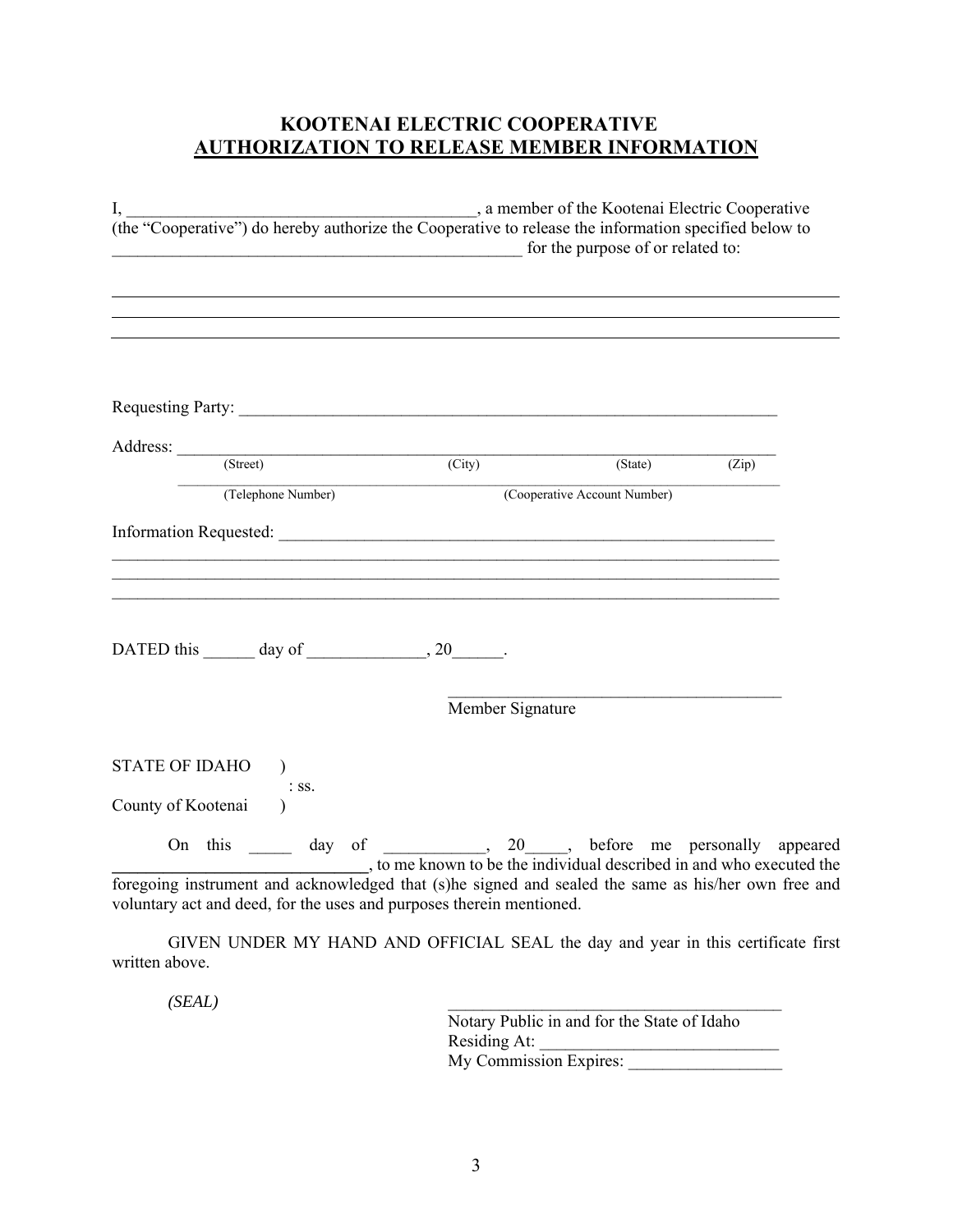# KOOTENAI ELECTRIC COOPERATIVE

## AUTHORIZATION TO RELEASE MEMBER INFORMATION

I, ________________________________________, a member of the Kootenai Electric Cooperative (the "Cooperative") do hereby authorize the Cooperative to release the information specified below to __________________________________________________ for the purpose of or related to:

______________________________________________________________________________
______________________________________________________________________________
______________________________________________________________________________

Requesting Party: ________________________________________________________________

Address: ______________________________________________________________________
(Street) (City) (State) (Zip)

______________________________________________________________________________
(Telephone Number) (Cooperative Account Number)

Information Requested: ___________________________________________________________
______________________________________________________________________________
______________________________________________________________________________
______________________________________________________________________________

DATED this ______ day of ______________, 20______.

________________________________________
Member Signature

STATE OF IDAHO )
: ss.
County of Kootenai )

On this _____ day of ____________, 20_____, before me personally appeared ______________________________, to me known to be the individual described in and who executed the foregoing instrument and acknowledged that (s)he signed and sealed the same as his/her own free and voluntary act and deed, for the uses and purposes therein mentioned.

GIVEN UNDER MY HAND AND OFFICIAL SEAL the day and year in this certificate first written above.

*(SEAL)*

________________________________________
Notary Public in and for the State of Idaho
Residing At: ___________________________
My Commission Expires: _________________